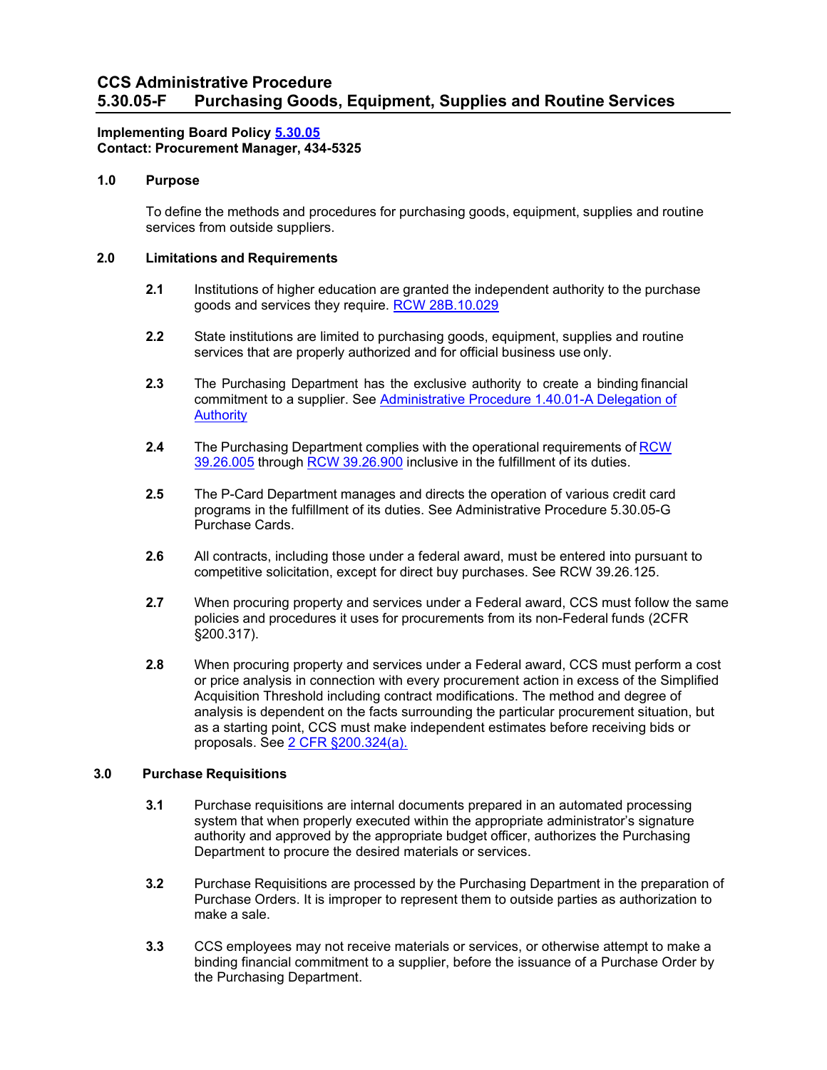# CCS Administrative Procedure
# 5.30.05-F Purchasing Goods, Equipment, Supplies and Routine Services

**Implementing Board Policy [5.30.05]**
**Contact: Procurement Manager, 434-5325**

## 1.0 Purpose

To define the methods and procedures for purchasing goods, equipment, supplies and routine services from outside suppliers.

## 2.0 Limitations and Requirements

**2.1** Institutions of higher education are granted the independent authority to the purchase goods and services they require. [RCW 28B.10.029]

**2.2** State institutions are limited to purchasing goods, equipment, supplies and routine services that are properly authorized and for official business use only.

**2.3** The Purchasing Department has the exclusive authority to create a binding financial commitment to a supplier. See [Administrative Procedure 1.40.01-A Delegation of Authority]

**2.4** The Purchasing Department complies with the operational requirements of [RCW 39.26.005] through [RCW 39.26.900] inclusive in the fulfillment of its duties.

**2.5** The P-Card Department manages and directs the operation of various credit card programs in the fulfillment of its duties. See Administrative Procedure 5.30.05-G Purchase Cards.

**2.6** All contracts, including those under a federal award, must be entered into pursuant to competitive solicitation, except for direct buy purchases. See RCW 39.26.125.

**2.7** When procuring property and services under a Federal award, CCS must follow the same policies and procedures it uses for procurements from its non-Federal funds (2CFR §200.317).

**2.8** When procuring property and services under a Federal award, CCS must perform a cost or price analysis in connection with every procurement action in excess of the Simplified Acquisition Threshold including contract modifications. The method and degree of analysis is dependent on the facts surrounding the particular procurement situation, but as a starting point, CCS must make independent estimates before receiving bids or proposals. See [2 CFR §200.324(a).]

## 3.0 Purchase Requisitions

**3.1** Purchase requisitions are internal documents prepared in an automated processing system that when properly executed within the appropriate administrator's signature authority and approved by the appropriate budget officer, authorizes the Purchasing Department to procure the desired materials or services.

**3.2** Purchase Requisitions are processed by the Purchasing Department in the preparation of Purchase Orders. It is improper to represent them to outside parties as authorization to make a sale.

**3.3** CCS employees may not receive materials or services, or otherwise attempt to make a binding financial commitment to a supplier, before the issuance of a Purchase Order by the Purchasing Department.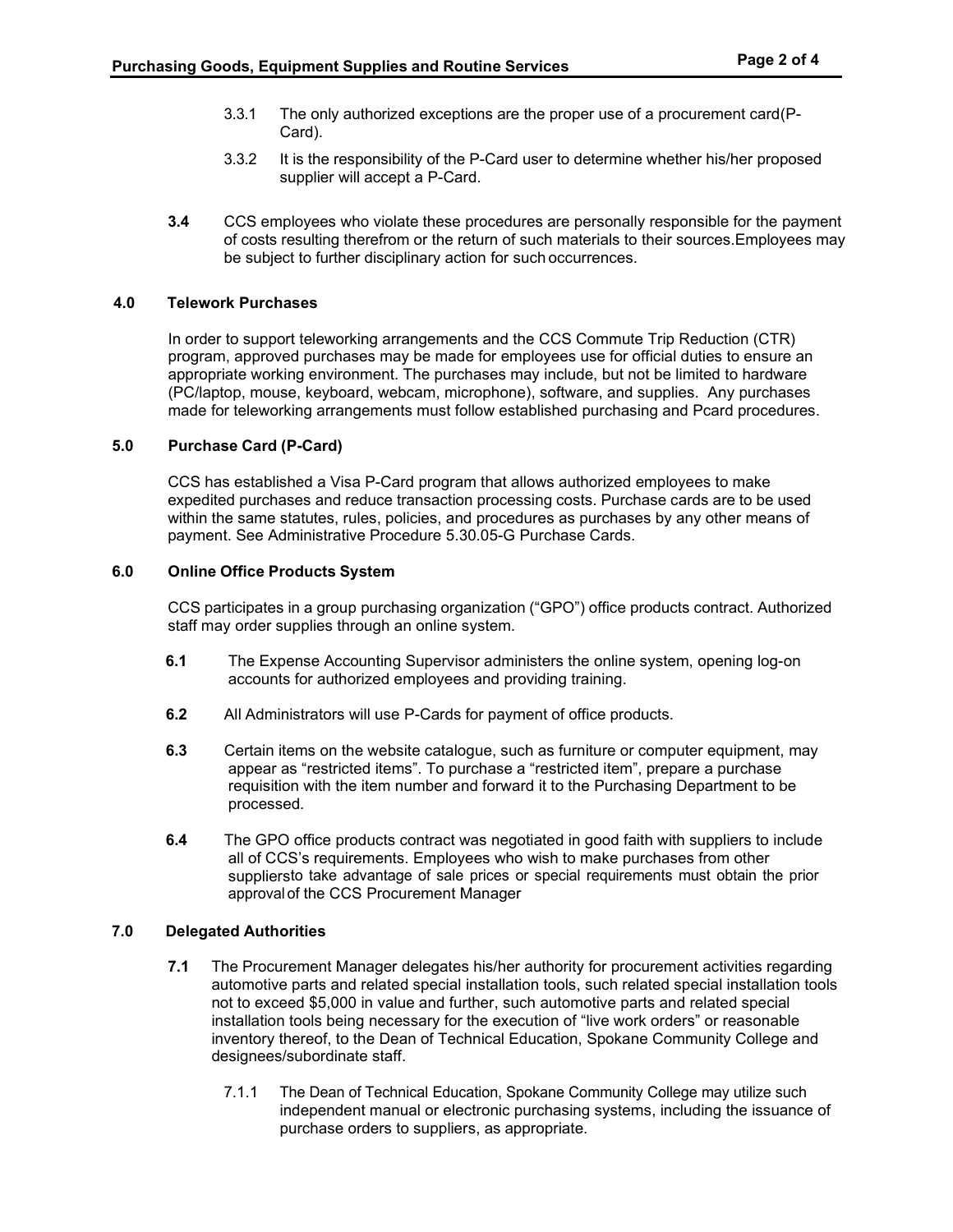3.3.1 The only authorized exceptions are the proper use of a procurement card(P-Card).

3.3.2 It is the responsibility of the P-Card user to determine whether his/her proposed supplier will accept a P-Card.

**3.4** CCS employees who violate these procedures are personally responsible for the payment of costs resulting therefrom or the return of such materials to their sources.Employees may be subject to further disciplinary action for such occurrences.

## 4.0 Telework Purchases

In order to support teleworking arrangements and the CCS Commute Trip Reduction (CTR) program, approved purchases may be made for employees use for official duties to ensure an appropriate working environment. The purchases may include, but not be limited to hardware (PC/laptop, mouse, keyboard, webcam, microphone), software, and supplies. Any purchases made for teleworking arrangements must follow established purchasing and Pcard procedures.

## 5.0 Purchase Card (P-Card)

CCS has established a Visa P-Card program that allows authorized employees to make expedited purchases and reduce transaction processing costs. Purchase cards are to be used within the same statutes, rules, policies, and procedures as purchases by any other means of payment. See Administrative Procedure 5.30.05-G Purchase Cards.

## 6.0 Online Office Products System

CCS participates in a group purchasing organization ("GPO") office products contract. Authorized staff may order supplies through an online system.

**6.1** The Expense Accounting Supervisor administers the online system, opening log-on accounts for authorized employees and providing training.

**6.2** All Administrators will use P-Cards for payment of office products.

**6.3** Certain items on the website catalogue, such as furniture or computer equipment, may appear as "restricted items". To purchase a "restricted item", prepare a purchase requisition with the item number and forward it to the Purchasing Department to be processed.

**6.4** The GPO office products contract was negotiated in good faith with suppliers to include all of CCS's requirements. Employees who wish to make purchases from other suppliersto take advantage of sale prices or special requirements must obtain the prior approval of the CCS Procurement Manager

## 7.0 Delegated Authorities

**7.1** The Procurement Manager delegates his/her authority for procurement activities regarding automotive parts and related special installation tools, such related special installation tools not to exceed $5,000 in value and further, such automotive parts and related special installation tools being necessary for the execution of "live work orders" or reasonable inventory thereof, to the Dean of Technical Education, Spokane Community College and designees/subordinate staff.

7.1.1 The Dean of Technical Education, Spokane Community College may utilize such independent manual or electronic purchasing systems, including the issuance of purchase orders to suppliers, as appropriate.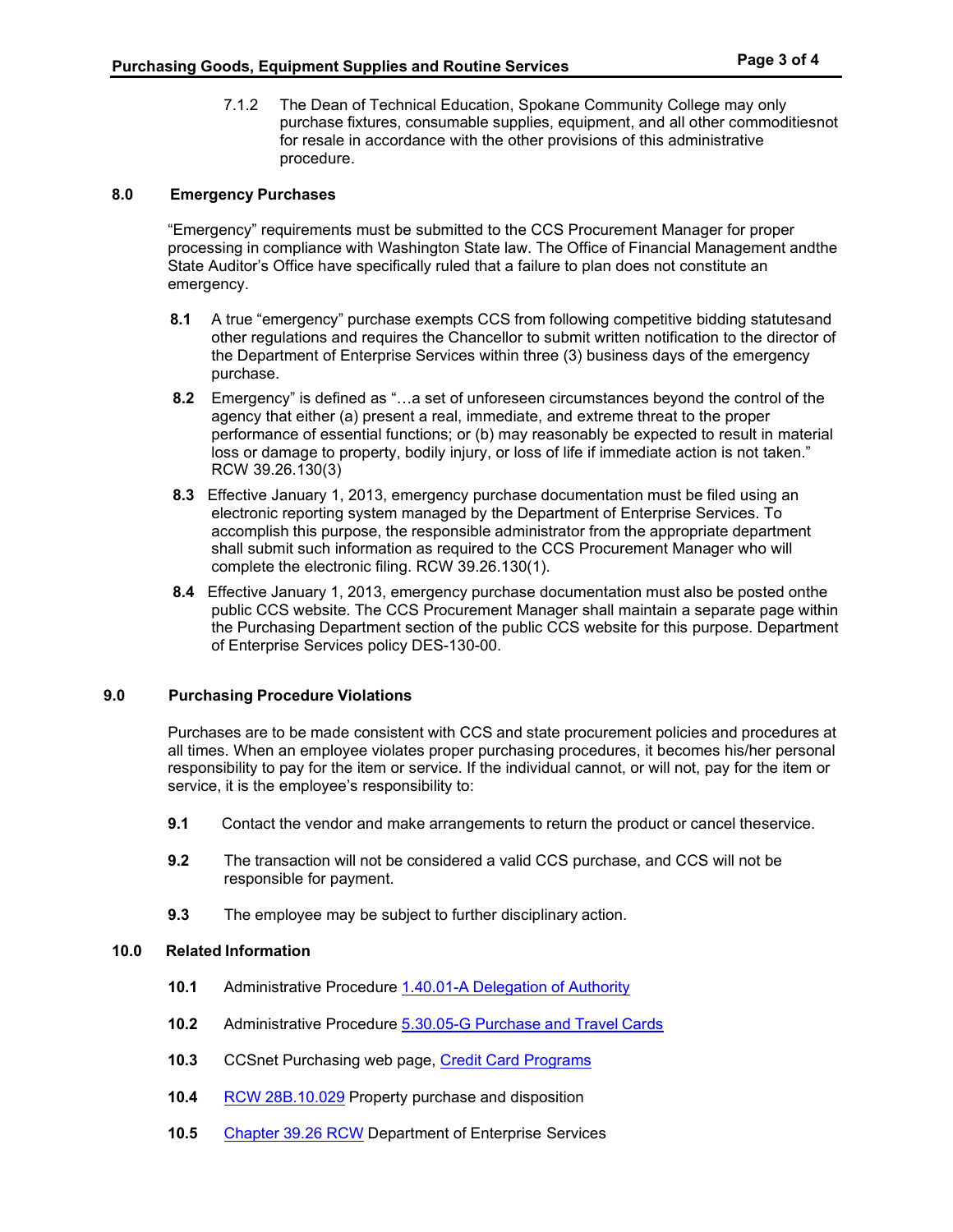7.1.2 The Dean of Technical Education, Spokane Community College may only purchase fixtures, consumable supplies, equipment, and all other commoditiesnot for resale in accordance with the other provisions of this administrative procedure.

## 8.0 Emergency Purchases

"Emergency" requirements must be submitted to the CCS Procurement Manager for proper processing in compliance with Washington State law. The Office of Financial Management andthe State Auditor's Office have specifically ruled that a failure to plan does not constitute an emergency.

**8.1** A true "emergency" purchase exempts CCS from following competitive bidding statutesand other regulations and requires the Chancellor to submit written notification to the director of the Department of Enterprise Services within three (3) business days of the emergency purchase.

**8.2** Emergency" is defined as "…a set of unforeseen circumstances beyond the control of the agency that either (a) present a real, immediate, and extreme threat to the proper performance of essential functions; or (b) may reasonably be expected to result in material loss or damage to property, bodily injury, or loss of life if immediate action is not taken." RCW 39.26.130(3)

**8.3** Effective January 1, 2013, emergency purchase documentation must be filed using an electronic reporting system managed by the Department of Enterprise Services. To accomplish this purpose, the responsible administrator from the appropriate department shall submit such information as required to the CCS Procurement Manager who will complete the electronic filing. RCW 39.26.130(1).

**8.4** Effective January 1, 2013, emergency purchase documentation must also be posted onthe public CCS website. The CCS Procurement Manager shall maintain a separate page within the Purchasing Department section of the public CCS website for this purpose. Department of Enterprise Services policy DES-130-00.

## 9.0 Purchasing Procedure Violations

Purchases are to be made consistent with CCS and state procurement policies and procedures at all times. When an employee violates proper purchasing procedures, it becomes his/her personal responsibility to pay for the item or service. If the individual cannot, or will not, pay for the item or service, it is the employee's responsibility to:

**9.1** Contact the vendor and make arrangements to return the product or cancel theservice.

**9.2** The transaction will not be considered a valid CCS purchase, and CCS will not be responsible for payment.

**9.3** The employee may be subject to further disciplinary action.

## 10.0 Related Information

**10.1** Administrative Procedure 1.40.01-A Delegation of Authority

**10.2** Administrative Procedure 5.30.05-G Purchase and Travel Cards

**10.3** CCSnet Purchasing web page, Credit Card Programs

**10.4** RCW 28B.10.029 Property purchase and disposition

**10.5** Chapter 39.26 RCW Department of Enterprise Services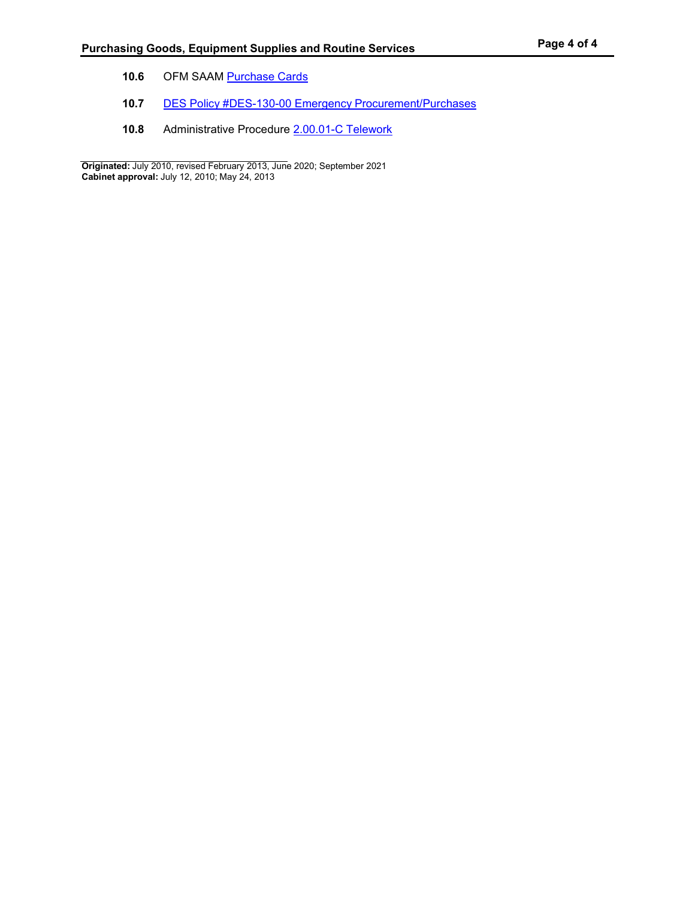**10.6** OFM SAAM Purchase Cards

**10.7** DES Policy #DES-130-00 Emergency Procurement/Purchases

**10.8** Administrative Procedure 2.00.01-C Telework

**Originated:** July 2010, revised February 2013, June 2020; September 2021
**Cabinet approval:** July 12, 2010; May 24, 2013